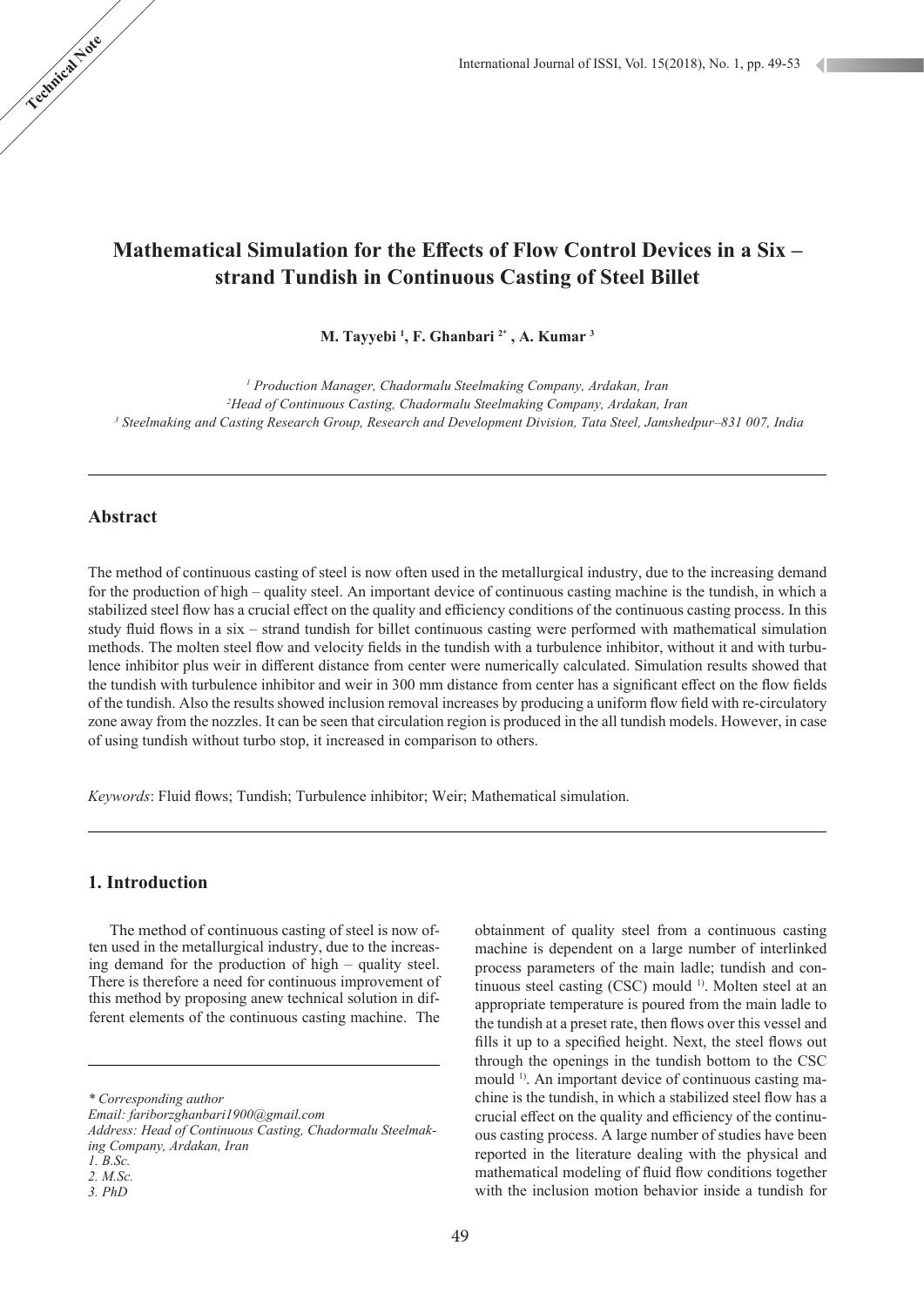Technical Note

# Mathematical Simulation for the Effects of Flow Control Devices in a Six – strand Tundish in Continuous Casting of Steel Billet

**M. Tayyebi [1], F. Ghanbari [2*] , A. Kumar [3]**

*[1] Production Manager, Chadormalu Steelmaking Company, Ardakan, Iran*
*[2] Head of Continuous Casting, Chadormalu Steelmaking Company, Ardakan, Iran*
*[3] Steelmaking and Casting Research Group, Research and Development Division, Tata Steel, Jamshedpur–831 007, India*

## Abstract

The method of continuous casting of steel is now often used in the metallurgical industry, due to the increasing demand for the production of high – quality steel. An important device of continuous casting machine is the tundish, in which a stabilized steel flow has a crucial effect on the quality and efficiency conditions of the continuous casting process. In this study fluid flows in a six – strand tundish for billet continuous casting were performed with mathematical simulation methods. The molten steel flow and velocity fields in the tundish with a turbulence inhibitor, without it and with turbulence inhibitor plus weir in different distance from center were numerically calculated. Simulation results showed that the tundish with turbulence inhibitor and weir in 300 mm distance from center has a significant effect on the flow fields of the tundish. Also the results showed inclusion removal increases by producing a uniform flow field with re-circulatory zone away from the nozzles. It can be seen that circulation region is produced in the all tundish models. However, in case of using tundish without turbo stop, it increased in comparison to others.

*Keywords*: Fluid flows; Tundish; Turbulence inhibitor; Weir; Mathematical simulation.

## 1. Introduction

The method of continuous casting of steel is now often used in the metallurgical industry, due to the increasing demand for the production of high – quality steel. There is therefore a need for continuous improvement of this method by proposing anew technical solution in different elements of the continuous casting machine. The obtainment of quality steel from a continuous casting machine is dependent on a large number of interlinked process parameters of the main ladle; tundish and continuous steel casting (CSC) mould [1)]. Molten steel at an appropriate temperature is poured from the main ladle to the tundish at a preset rate, then flows over this vessel and fills it up to a specified height. Next, the steel flows out through the openings in the tundish bottom to the CSC mould [1)]. An important device of continuous casting machine is the tundish, in which a stabilized steel flow has a crucial effect on the quality and efficiency of the continuous casting process. A large number of studies have been reported in the literature dealing with the physical and mathematical modeling of fluid flow conditions together with the inclusion motion behavior inside a tundish for

---

*\* Corresponding author*
*Email: fariborzghanbari1900@gmail.com*
*Address: Head of Continuous Casting, Chadormalu Steelmaking Company, Ardakan, Iran*
*1. B.Sc.*
*2. M.Sc.*
*3. PhD*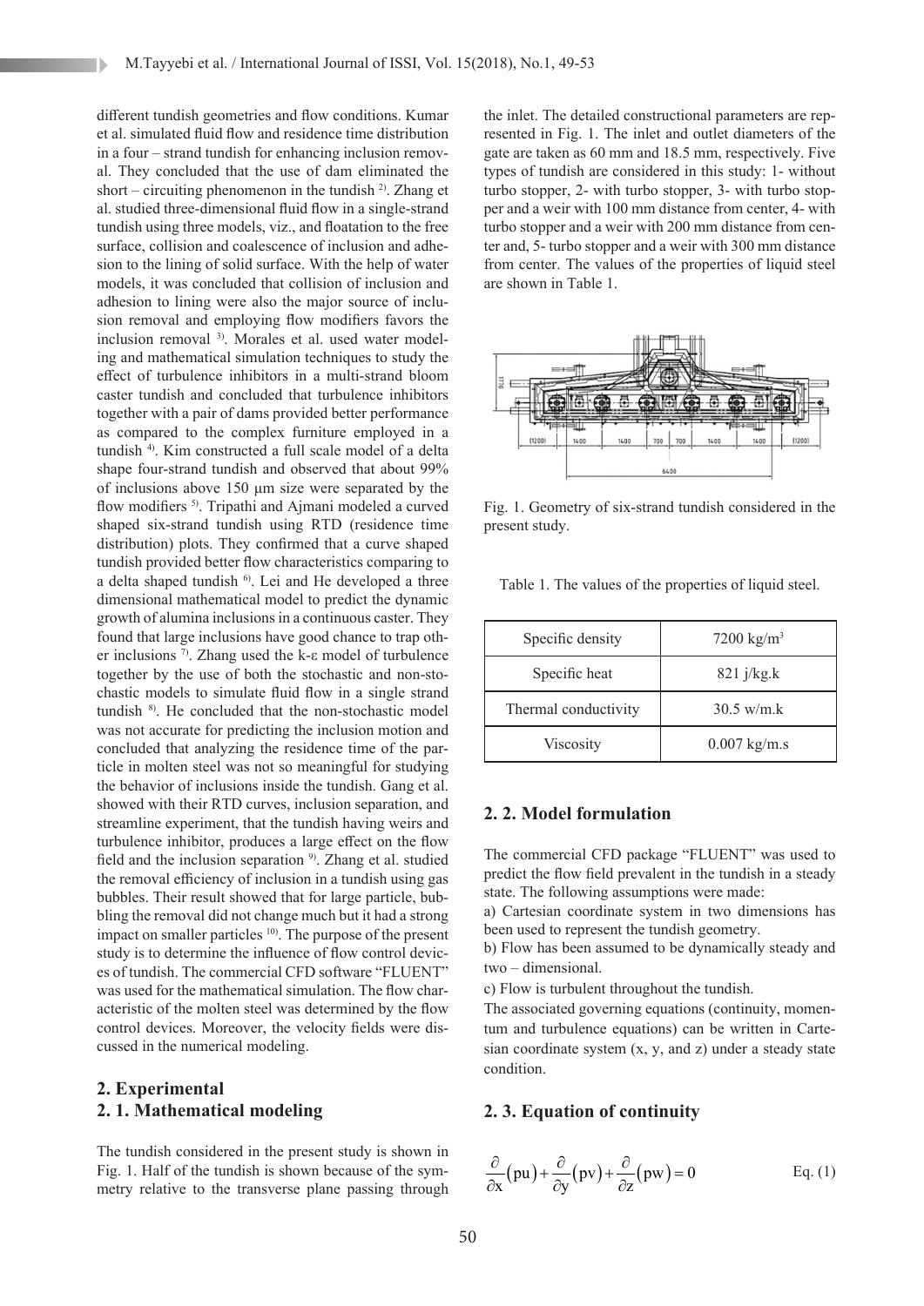different tundish geometries and flow conditions. Kumar et al. simulated fluid flow and residence time distribution in a four – strand tundish for enhancing inclusion removal. They concluded that the use of dam eliminated the short – circuiting phenomenon in the tundish [2]. Zhang et al. studied three-dimensional fluid flow in a single-strand tundish using three models, viz., and floatation to the free surface, collision and coalescence of inclusion and adhesion to the lining of solid surface. With the help of water models, it was concluded that collision of inclusion and adhesion to lining were also the major source of inclusion removal and employing flow modifiers favors the inclusion removal [3]. Morales et al. used water modeling and mathematical simulation techniques to study the effect of turbulence inhibitors in a multi-strand bloom caster tundish and concluded that turbulence inhibitors together with a pair of dams provided better performance as compared to the complex furniture employed in a tundish [4]. Kim constructed a full scale model of a delta shape four-strand tundish and observed that about 99% of inclusions above 150 μm size were separated by the flow modifiers [5]. Tripathi and Ajmani modeled a curved shaped six-strand tundish using RTD (residence time distribution) plots. They confirmed that a curve shaped tundish provided better flow characteristics comparing to a delta shaped tundish [6]. Lei and He developed a three dimensional mathematical model to predict the dynamic growth of alumina inclusions in a continuous caster. They found that large inclusions have good chance to trap other inclusions [7]. Zhang used the k-ε model of turbulence together by the use of both the stochastic and non-stochastic models to simulate fluid flow in a single strand tundish [8]. He concluded that the non-stochastic model was not accurate for predicting the inclusion motion and concluded that analyzing the residence time of the particle in molten steel was not so meaningful for studying the behavior of inclusions inside the tundish. Gang et al. showed with their RTD curves, inclusion separation, and streamline experiment, that the tundish having weirs and turbulence inhibitor, produces a large effect on the flow field and the inclusion separation [9]. Zhang et al. studied the removal efficiency of inclusion in a tundish using gas bubbles. Their result showed that for large particle, bubbling the removal did not change much but it had a strong impact on smaller particles [10]. The purpose of the present study is to determine the influence of flow control devices of tundish. The commercial CFD software "FLUENT" was used for the mathematical simulation. The flow characteristic of the molten steel was determined by the flow control devices. Moreover, the velocity fields were discussed in the numerical modeling.

## 2. Experimental

### 2. 1. Mathematical modeling

The tundish considered in the present study is shown in Fig. 1. Half of the tundish is shown because of the symmetry relative to the transverse plane passing through the inlet. The detailed constructional parameters are represented in Fig. 1. The inlet and outlet diameters of the gate are taken as 60 mm and 18.5 mm, respectively. Five types of tundish are considered in this study: 1- without turbo stopper, 2- with turbo stopper, 3- with turbo stopper and a weir with 100 mm distance from center, 4- with turbo stopper and a weir with 200 mm distance from center and, 5- turbo stopper and a weir with 300 mm distance from center. The values of the properties of liquid steel are shown in Table 1.

Fig. 1. Geometry of six-strand tundish considered in the present study.

Table 1. The values of the properties of liquid steel.

| | |
|---|---|
| Specific density | 7200 kg/m$^3$ |
| Specific heat | 821 j/kg.k |
| Thermal conductivity | 30.5 w/m.k |
| Viscosity | 0.007 kg/m.s |

### 2. 2. Model formulation

The commercial CFD package "FLUENT" was used to predict the flow field prevalent in the tundish in a steady state. The following assumptions were made:

a) Cartesian coordinate system in two dimensions has been used to represent the tundish geometry.

b) Flow has been assumed to be dynamically steady and two – dimensional.

c) Flow is turbulent throughout the tundish.

The associated governing equations (continuity, momentum and turbulence equations) can be written in Cartesian coordinate system (x, y, and z) under a steady state condition.

### 2. 3. Equation of continuity

$$\frac{\partial}{\partial x}(pu)+\frac{\partial}{\partial y}(pv)+\frac{\partial}{\partial z}(pw)=0 \qquad \text{Eq. (1)}$$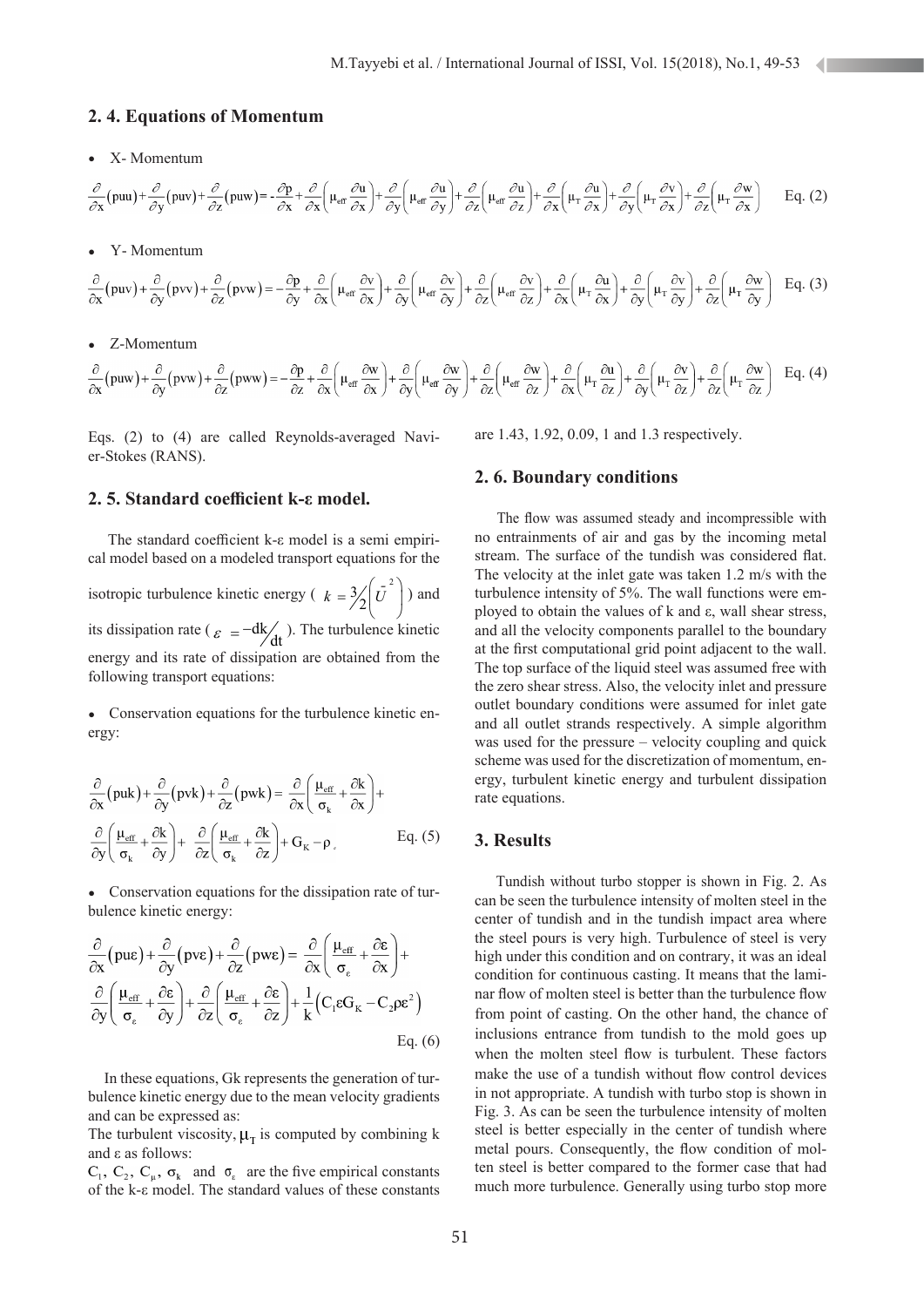## 2. 4. Equations of Momentum

- X- Momentum

$$\frac{\partial}{\partial x}(\rho uu)+\frac{\partial}{\partial y}(\rho uv)+\frac{\partial}{\partial z}(\rho uw)=-\frac{\partial p}{\partial x}+\frac{\partial}{\partial x}\left(\mu_{eff}\frac{\partial u}{\partial x}\right)+\frac{\partial}{\partial y}\left(\mu_{eff}\frac{\partial u}{\partial y}\right)+\frac{\partial}{\partial z}\left(\mu_{eff}\frac{\partial u}{\partial z}\right)+\frac{\partial}{\partial x}\left(\mu_T\frac{\partial u}{\partial x}\right)+\frac{\partial}{\partial y}\left(\mu_T\frac{\partial v}{\partial x}\right)+\frac{\partial}{\partial z}\left(\mu_T\frac{\partial w}{\partial x}\right) \quad \text{Eq. (2)}$$

- Y- Momentum

$$\frac{\partial}{\partial x}(\rho uv)+\frac{\partial}{\partial y}(\rho vv)+\frac{\partial}{\partial z}(\rho vw)=-\frac{\partial p}{\partial y}+\frac{\partial}{\partial x}\left(\mu_{eff}\frac{\partial v}{\partial x}\right)+\frac{\partial}{\partial y}\left(\mu_{eff}\frac{\partial v}{\partial y}\right)+\frac{\partial}{\partial z}\left(\mu_{eff}\frac{\partial v}{\partial z}\right)+\frac{\partial}{\partial x}\left(\mu_T\frac{\partial u}{\partial x}\right)+\frac{\partial}{\partial y}\left(\mu_T\frac{\partial v}{\partial y}\right)+\frac{\partial}{\partial z}\left(\mu_T\frac{\partial w}{\partial y}\right) \quad \text{Eq. (3)}$$

- Z-Momentum

$$\frac{\partial}{\partial x}(\rho uw)+\frac{\partial}{\partial y}(\rho vw)+\frac{\partial}{\partial z}(\rho ww)=-\frac{\partial p}{\partial z}+\frac{\partial}{\partial x}\left(\mu_{eff}\frac{\partial w}{\partial x}\right)+\frac{\partial}{\partial y}\left(\mu_{eff}\frac{\partial w}{\partial y}\right)+\frac{\partial}{\partial z}\left(\mu_{eff}\frac{\partial w}{\partial z}\right)+\frac{\partial}{\partial x}\left(\mu_T\frac{\partial u}{\partial z}\right)+\frac{\partial}{\partial y}\left(\mu_T\frac{\partial v}{\partial z}\right)+\frac{\partial}{\partial z}\left(\mu_T\frac{\partial w}{\partial z}\right) \quad \text{Eq. (4)}$$

Eqs. (2) to (4) are called Reynolds-averaged Navier-Stokes (RANS).

## 2. 5. Standard coefficient k-ε model.

The standard coefficient k-ε model is a semi empirical model based on a modeled transport equations for the isotropic turbulence kinetic energy ( $k=\frac{3}{2}\left(\bar{U}^{2}\right)$ ) and its dissipation rate ( $\varepsilon=-dk/dt$ ). The turbulence kinetic energy and its rate of dissipation are obtained from the following transport equations:

- Conservation equations for the turbulence kinetic energy:

$$\frac{\partial}{\partial x}(\rho uk)+\frac{\partial}{\partial y}(\rho vk)+\frac{\partial}{\partial z}(\rho wk)=\frac{\partial}{\partial x}\left(\frac{\mu_{eff}}{\sigma_k}+\frac{\partial k}{\partial x}\right)+\frac{\partial}{\partial y}\left(\frac{\mu_{eff}}{\sigma_k}+\frac{\partial k}{\partial y}\right)+\frac{\partial}{\partial z}\left(\frac{\mu_{eff}}{\sigma_k}+\frac{\partial k}{\partial z}\right)+G_K-\rho_{\varepsilon} \quad \text{Eq. (5)}$$

- Conservation equations for the dissipation rate of turbulence kinetic energy:

$$\frac{\partial}{\partial x}(\rho u\varepsilon)+\frac{\partial}{\partial y}(\rho v\varepsilon)+\frac{\partial}{\partial z}(\rho w\varepsilon)=\frac{\partial}{\partial x}\left(\frac{\mu_{eff}}{\sigma_\varepsilon}+\frac{\partial \varepsilon}{\partial x}\right)+\frac{\partial}{\partial y}\left(\frac{\mu_{eff}}{\sigma_\varepsilon}+\frac{\partial \varepsilon}{\partial y}\right)+\frac{\partial}{\partial z}\left(\frac{\mu_{eff}}{\sigma_\varepsilon}+\frac{\partial \varepsilon}{\partial z}\right)+\frac{1}{k}\left(C_1\varepsilon G_K-C_2\rho\varepsilon^2\right) \quad \text{Eq. (6)}$$

In these equations, Gk represents the generation of turbulence kinetic energy due to the mean velocity gradients and can be expressed as:

The turbulent viscosity, $\mu_T$ is computed by combining k and ε as follows:

$C_1$, $C_2$, $C_\mu$, $\sigma_k$ and $\sigma_\varepsilon$ are the five empirical constants of the k-ε model. The standard values of these constants are 1.43, 1.92, 0.09, 1 and 1.3 respectively.

## 2. 6. Boundary conditions

The flow was assumed steady and incompressible with no entrainments of air and gas by the incoming metal stream. The surface of the tundish was considered flat. The velocity at the inlet gate was taken 1.2 m/s with the turbulence intensity of 5%. The wall functions were employed to obtain the values of k and ε, wall shear stress, and all the velocity components parallel to the boundary at the first computational grid point adjacent to the wall. The top surface of the liquid steel was assumed free with the zero shear stress. Also, the velocity inlet and pressure outlet boundary conditions were assumed for inlet gate and all outlet strands respectively. A simple algorithm was used for the pressure – velocity coupling and quick scheme was used for the discretization of momentum, energy, turbulent kinetic energy and turbulent dissipation rate equations.

## 3. Results

Tundish without turbo stopper is shown in Fig. 2. As can be seen the turbulence intensity of molten steel in the center of tundish and in the tundish impact area where the steel pours is very high. Turbulence of steel is very high under this condition and on contrary, it was an ideal condition for continuous casting. It means that the laminar flow of molten steel is better than the turbulence flow from point of casting. On the other hand, the chance of inclusions entrance from tundish to the mold goes up when the molten steel flow is turbulent. These factors make the use of a tundish without flow control devices in not appropriate. A tundish with turbo stop is shown in Fig. 3. As can be seen the turbulence intensity of molten steel is better especially in the center of tundish where metal pours. Consequently, the flow condition of molten steel is better compared to the former case that had much more turbulence. Generally using turbo stop more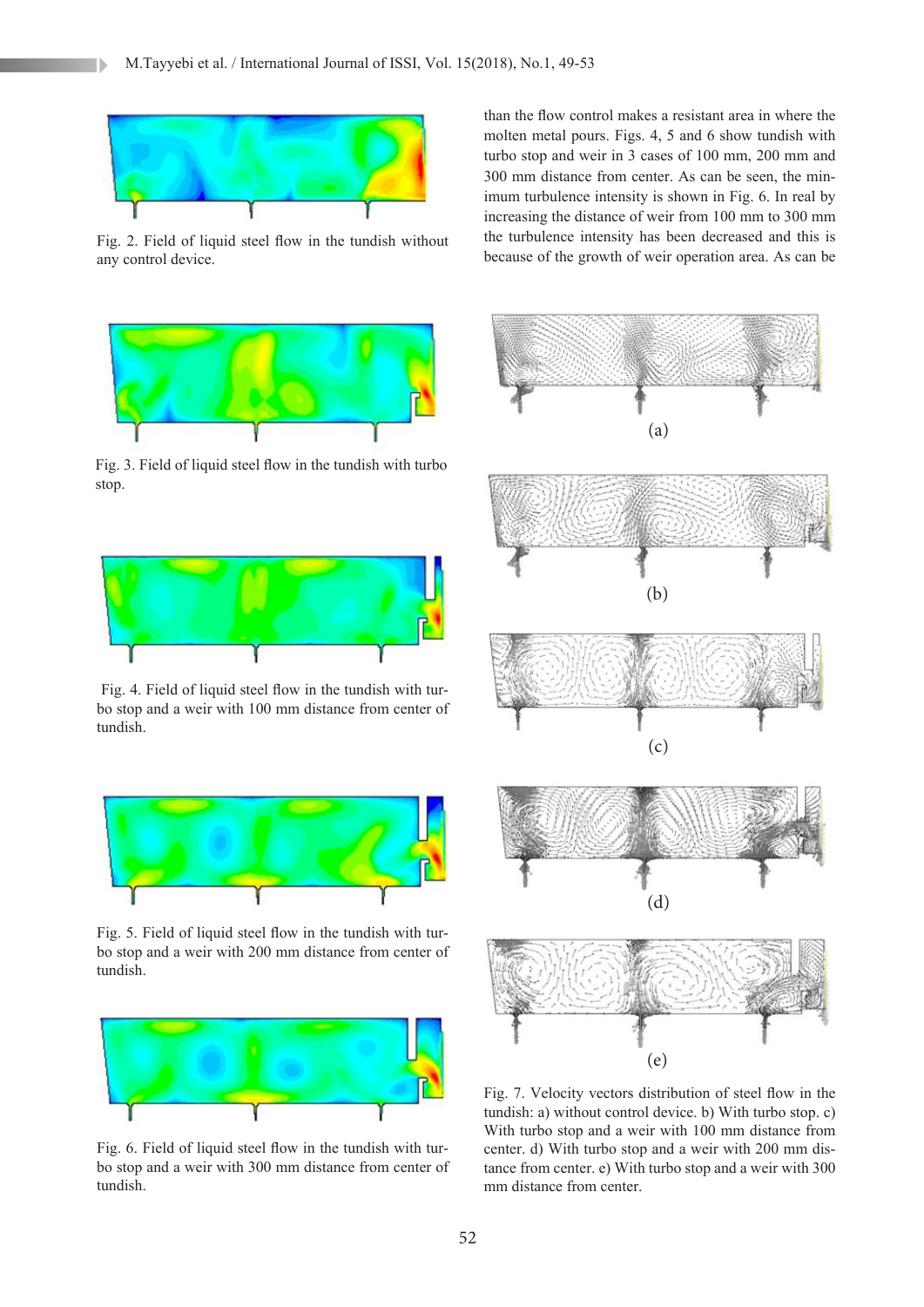Fig. 2. Field of liquid steel flow in the tundish without any control device.

Fig. 3. Field of liquid steel flow in the tundish with turbo stop.

Fig. 4. Field of liquid steel flow in the tundish with turbo stop and a weir with 100 mm distance from center of tundish.

Fig. 5. Field of liquid steel flow in the tundish with turbo stop and a weir with 200 mm distance from center of tundish.

Fig. 6. Field of liquid steel flow in the tundish with turbo stop and a weir with 300 mm distance from center of tundish.

than the flow control makes a resistant area in where the molten metal pours. Figs. 4, 5 and 6 show tundish with turbo stop and weir in 3 cases of 100 mm, 200 mm and 300 mm distance from center. As can be seen, the minimum turbulence intensity is shown in Fig. 6. In real by increasing the distance of weir from 100 mm to 300 mm the turbulence intensity has been decreased and this is because of the growth of weir operation area. As can be

(a)

(b)

(c)

(d)

(e)

Fig. 7. Velocity vectors distribution of steel flow in the tundish: a) without control device. b) With turbo stop. c) With turbo stop and a weir with 100 mm distance from center. d) With turbo stop and a weir with 200 mm distance from center. e) With turbo stop and a weir with 300 mm distance from center.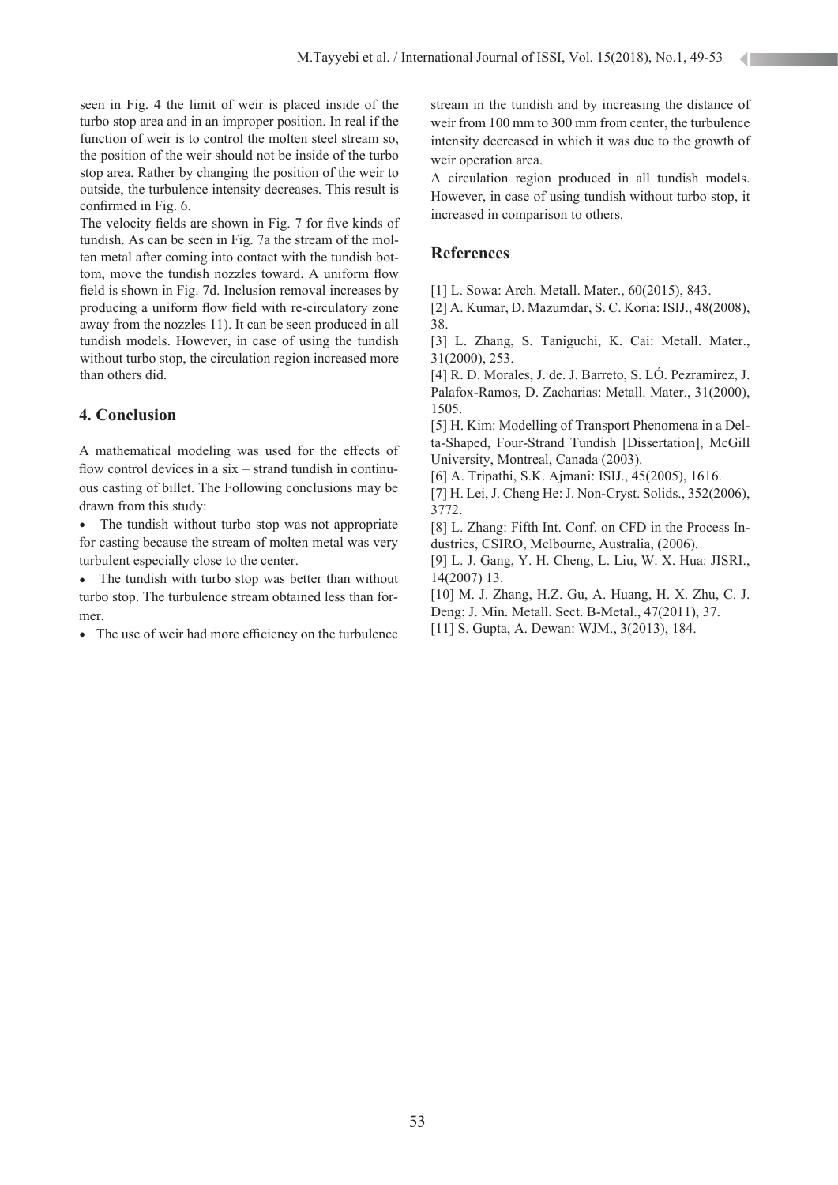seen in Fig. 4 the limit of weir is placed inside of the turbo stop area and in an improper position. In real if the function of weir is to control the molten steel stream so, the position of the weir should not be inside of the turbo stop area. Rather by changing the position of the weir to outside, the turbulence intensity decreases. This result is confirmed in Fig. 6.

The velocity fields are shown in Fig. 7 for five kinds of tundish. As can be seen in Fig. 7a the stream of the molten metal after coming into contact with the tundish bottom, move the tundish nozzles toward. A uniform flow field is shown in Fig. 7d. Inclusion removal increases by producing a uniform flow field with re-circulatory zone away from the nozzles 11). It can be seen produced in all tundish models. However, in case of using the tundish without turbo stop, the circulation region increased more than others did.

## 4. Conclusion

A mathematical modeling was used for the effects of flow control devices in a six – strand tundish in continuous casting of billet. The Following conclusions may be drawn from this study:

- The tundish without turbo stop was not appropriate for casting because the stream of molten metal was very turbulent especially close to the center.
- The tundish with turbo stop was better than without turbo stop. The turbulence stream obtained less than former.
- The use of weir had more efficiency on the turbulence stream in the tundish and by increasing the distance of weir from 100 mm to 300 mm from center, the turbulence intensity decreased in which it was due to the growth of weir operation area.

A circulation region produced in all tundish models. However, in case of using tundish without turbo stop, it increased in comparison to others.

## References

[1] L. Sowa: Arch. Metall. Mater., 60(2015), 843.

[2] A. Kumar, D. Mazumdar, S. C. Koria: ISIJ., 48(2008), 38.

[3] L. Zhang, S. Taniguchi, K. Cai: Metall. Mater., 31(2000), 253.

[4] R. D. Morales, J. de. J. Barreto, S. LÓ. Pezramirez, J. Palafox-Ramos, D. Zacharias: Metall. Mater., 31(2000), 1505.

[5] H. Kim: Modelling of Transport Phenomena in a Delta-Shaped, Four-Strand Tundish [Dissertation], McGill University, Montreal, Canada (2003).

[6] A. Tripathi, S.K. Ajmani: ISIJ., 45(2005), 1616.

[7] H. Lei, J. Cheng He: J. Non-Cryst. Solids., 352(2006), 3772.

[8] L. Zhang: Fifth Int. Conf. on CFD in the Process Industries, CSIRO, Melbourne, Australia, (2006).

[9] L. J. Gang, Y. H. Cheng, L. Liu, W. X. Hua: JISRI., 14(2007) 13.

[10] M. J. Zhang, H.Z. Gu, A. Huang, H. X. Zhu, C. J. Deng: J. Min. Metall. Sect. B-Metal., 47(2011), 37.

[11] S. Gupta, A. Dewan: WJM., 3(2013), 184.